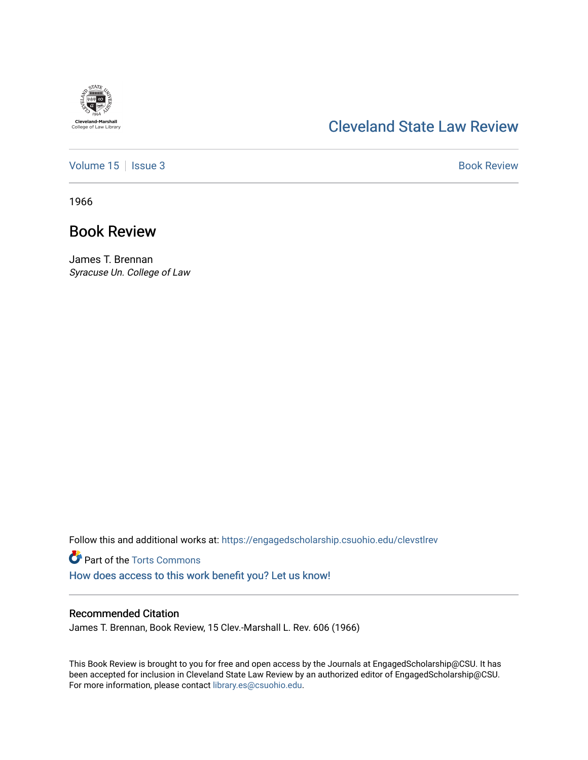Cleveland State Law Review

Volume 15 | Issue 3

Book Review

1966

# Book Review

James T. Brennan
*Syracuse Un. College of Law*

Follow this and additional works at: https://engagedscholarship.csuohio.edu/clevstlrev

Part of the Torts Commons

How does access to this work benefit you? Let us know!

## Recommended Citation

James T. Brennan, Book Review, 15 Clev.-Marshall L. Rev. 606 (1966)

This Book Review is brought to you for free and open access by the Journals at EngagedScholarship@CSU. It has been accepted for inclusion in Cleveland State Law Review by an authorized editor of EngagedScholarship@CSU. For more information, please contact library.es@csuohio.edu.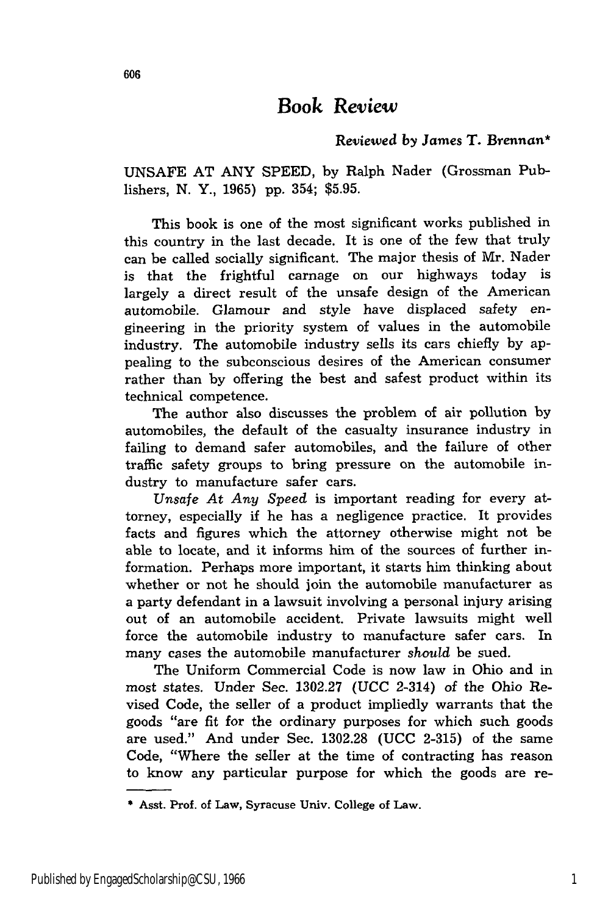# Book Review

*Reviewed by James T. Brennan**

UNSAFE AT ANY SPEED, by Ralph Nader (Grossman Publishers, N. Y., 1965) pp. 354; $5.95.

This book is one of the most significant works published in this country in the last decade. It is one of the few that truly can be called socially significant. The major thesis of Mr. Nader is that the frightful carnage on our highways today is largely a direct result of the unsafe design of the American automobile. Glamour and style have displaced safety engineering in the priority system of values in the automobile industry. The automobile industry sells its cars chiefly by appealing to the subconscious desires of the American consumer rather than by offering the best and safest product within its technical competence.

The author also discusses the problem of air pollution by automobiles, the default of the casualty insurance industry in failing to demand safer automobiles, and the failure of other traffic safety groups to bring pressure on the automobile industry to manufacture safer cars.

*Unsafe At Any Speed* is important reading for every attorney, especially if he has a negligence practice. It provides facts and figures which the attorney otherwise might not be able to locate, and it informs him of the sources of further information. Perhaps more important, it starts him thinking about whether or not he should join the automobile manufacturer as a party defendant in a lawsuit involving a personal injury arising out of an automobile accident. Private lawsuits might well force the automobile industry to manufacture safer cars. In many cases the automobile manufacturer *should* be sued.

The Uniform Commercial Code is now law in Ohio and in most states. Under Sec. 1302.27 (UCC 2-314) of the Ohio Revised Code, the seller of a product impliedly warrants that the goods "are fit for the ordinary purposes for which such goods are used." And under Sec. 1302.28 (UCC 2-315) of the same Code, "Where the seller at the time of contracting has reason to know any particular purpose for which the goods are re-

* Asst. Prof. of Law, Syracuse Univ. College of Law.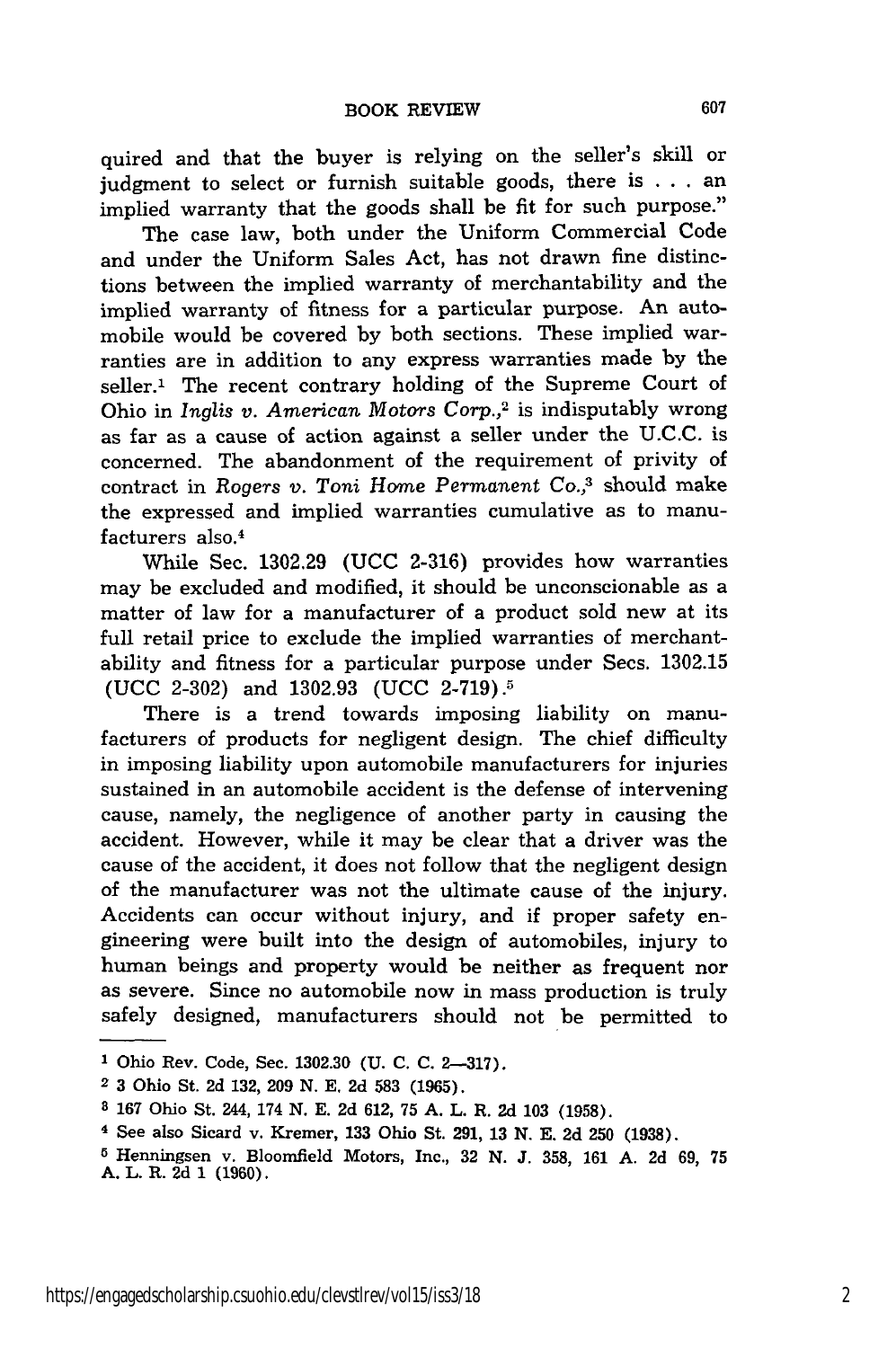quired and that the buyer is relying on the seller's skill or judgment to select or furnish suitable goods, there is . . . an implied warranty that the goods shall be fit for such purpose."

The case law, both under the Uniform Commercial Code and under the Uniform Sales Act, has not drawn fine distinctions between the implied warranty of merchantability and the implied warranty of fitness for a particular purpose. An automobile would be covered by both sections. These implied warranties are in addition to any express warranties made by the seller.[1] The recent contrary holding of the Supreme Court of Ohio in *Inglis v. American Motors Corp.*,[2] is indisputably wrong as far as a cause of action against a seller under the U.C.C. is concerned. The abandonment of the requirement of privity of contract in *Rogers v. Toni Home Permanent Co.*,[3] should make the expressed and implied warranties cumulative as to manufacturers also.[4]

While Sec. 1302.29 (UCC 2-316) provides how warranties may be excluded and modified, it should be unconscionable as a matter of law for a manufacturer of a product sold new at its full retail price to exclude the implied warranties of merchantability and fitness for a particular purpose under Secs. 1302.15 (UCC 2-302) and 1302.93 (UCC 2-719).[5]

There is a trend towards imposing liability on manufacturers of products for negligent design. The chief difficulty in imposing liability upon automobile manufacturers for injuries sustained in an automobile accident is the defense of intervening cause, namely, the negligence of another party in causing the accident. However, while it may be clear that a driver was the cause of the accident, it does not follow that the negligent design of the manufacturer was not the ultimate cause of the injury. Accidents can occur without injury, and if proper safety engineering were built into the design of automobiles, injury to human beings and property would be neither as frequent nor as severe. Since no automobile now in mass production is truly safely designed, manufacturers should not be permitted to

---

[1] Ohio Rev. Code, Sec. 1302.30 (U. C. C. 2—317).

[2] 3 Ohio St. 2d 132, 209 N. E. 2d 583 (1965).

[3] 167 Ohio St. 244, 174 N. E. 2d 612, 75 A. L. R. 2d 103 (1958).

[4] See also Sicard v. Kremer, 133 Ohio St. 291, 13 N. E. 2d 250 (1938).

[5] Henningsen v. Bloomfield Motors, Inc., 32 N. J. 358, 161 A. 2d 69, 75 A. L. R. 2d 1 (1960).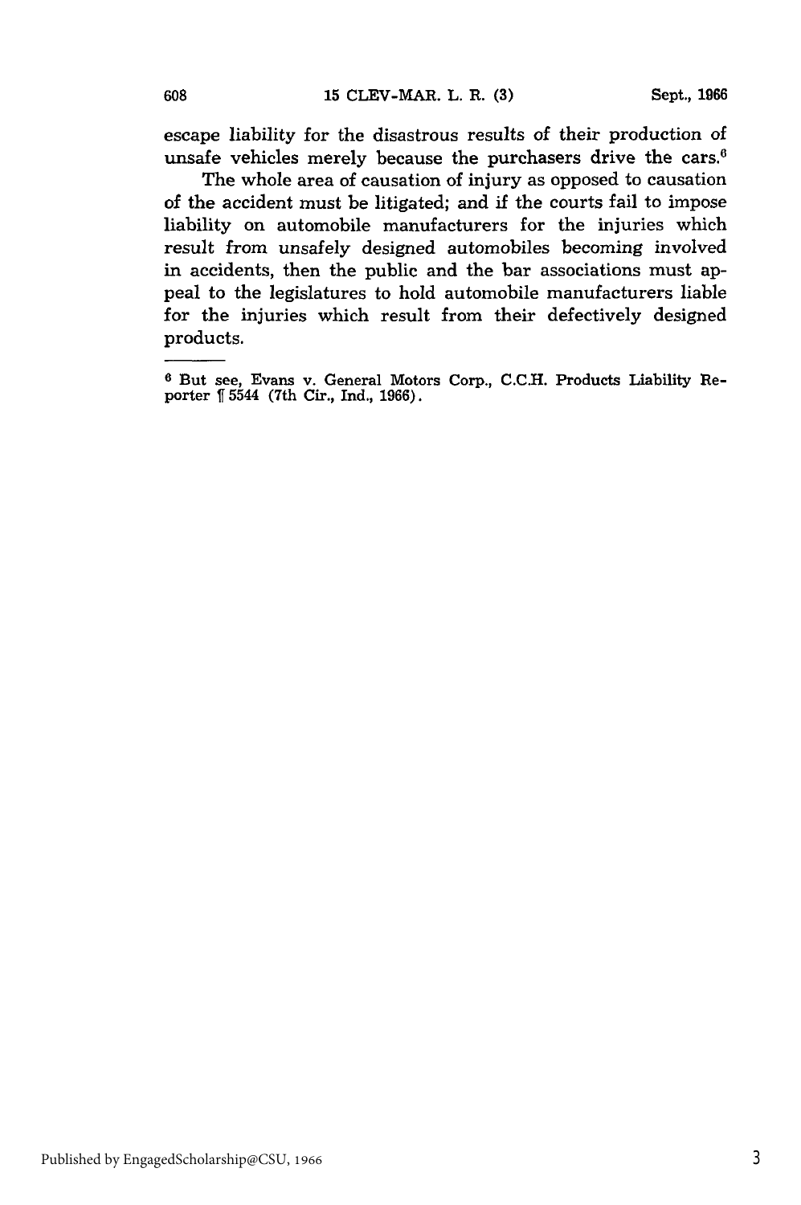escape liability for the disastrous results of their production of unsafe vehicles merely because the purchasers drive the cars.[6]

The whole area of causation of injury as opposed to causation of the accident must be litigated; and if the courts fail to impose liability on automobile manufacturers for the injuries which result from unsafely designed automobiles becoming involved in accidents, then the public and the bar associations must appeal to the legislatures to hold automobile manufacturers liable for the injuries which result from their defectively designed products.

---

[6] But see, Evans v. General Motors Corp., C.C.H. Products Liability Reporter ¶ 5544 (7th Cir., Ind., 1966).